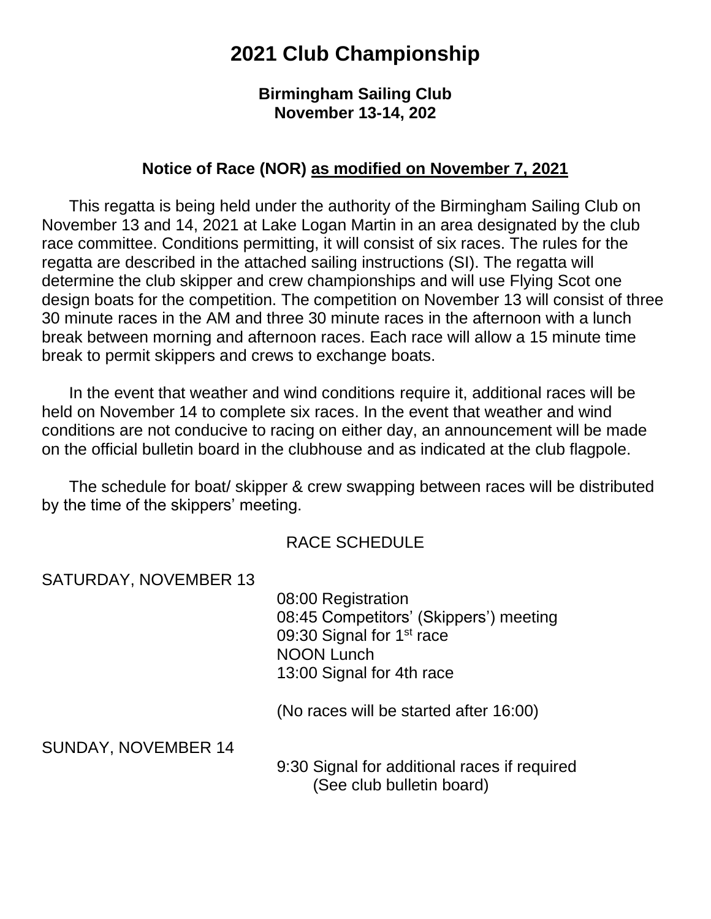# 2021 Club Championship

**Birmingham Sailing Club**
**November 13-14, 202**

**Notice of Race (NOR) <u>as modified on November 7, 2021</u>**

This regatta is being held under the authority of the Birmingham Sailing Club on November 13 and 14, 2021 at Lake Logan Martin in an area designated by the club race committee. Conditions permitting, it will consist of six races. The rules for the regatta are described in the attached sailing instructions (SI). The regatta will determine the club skipper and crew championships and will use Flying Scot one design boats for the competition. The competition on November 13 will consist of three 30 minute races in the AM and three 30 minute races in the afternoon with a lunch break between morning and afternoon races. Each race will allow a 15 minute time break to permit skippers and crews to exchange boats.

In the event that weather and wind conditions require it, additional races will be held on November 14 to complete six races. In the event that weather and wind conditions are not conducive to racing on either day, an announcement will be made on the official bulletin board in the clubhouse and as indicated at the club flagpole.

The schedule for boat/ skipper & crew swapping between races will be distributed by the time of the skippers' meeting.

RACE SCHEDULE

SATURDAY, NOVEMBER 13

08:00 Registration
08:45 Competitors' (Skippers') meeting
09:30 Signal for 1st race
NOON Lunch
13:00 Signal for 4th race

(No races will be started after 16:00)

SUNDAY, NOVEMBER 14

9:30 Signal for additional races if required
(See club bulletin board)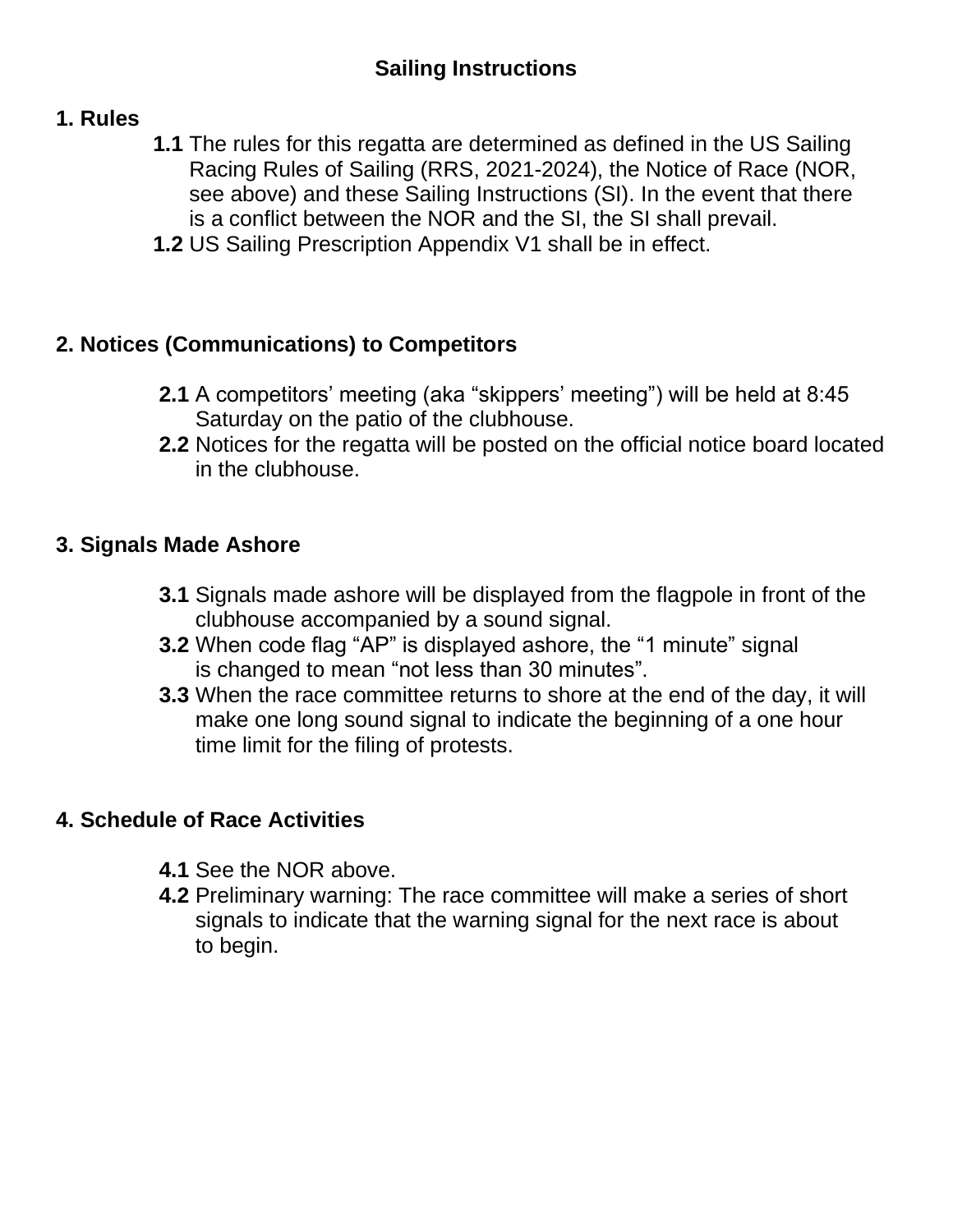# Sailing Instructions

## 1. Rules

**1.1** The rules for this regatta are determined as defined in the US Sailing Racing Rules of Sailing (RRS, 2021-2024), the Notice of Race (NOR, see above) and these Sailing Instructions (SI). In the event that there is a conflict between the NOR and the SI, the SI shall prevail.

**1.2** US Sailing Prescription Appendix V1 shall be in effect.

## 2. Notices (Communications) to Competitors

**2.1** A competitors' meeting (aka "skippers' meeting") will be held at 8:45 Saturday on the patio of the clubhouse.

**2.2** Notices for the regatta will be posted on the official notice board located in the clubhouse.

## 3. Signals Made Ashore

**3.1** Signals made ashore will be displayed from the flagpole in front of the clubhouse accompanied by a sound signal.

**3.2** When code flag "AP" is displayed ashore, the "1 minute" signal is changed to mean "not less than 30 minutes".

**3.3** When the race committee returns to shore at the end of the day, it will make one long sound signal to indicate the beginning of a one hour time limit for the filing of protests.

## 4. Schedule of Race Activities

**4.1** See the NOR above.

**4.2** Preliminary warning: The race committee will make a series of short signals to indicate that the warning signal for the next race is about to begin.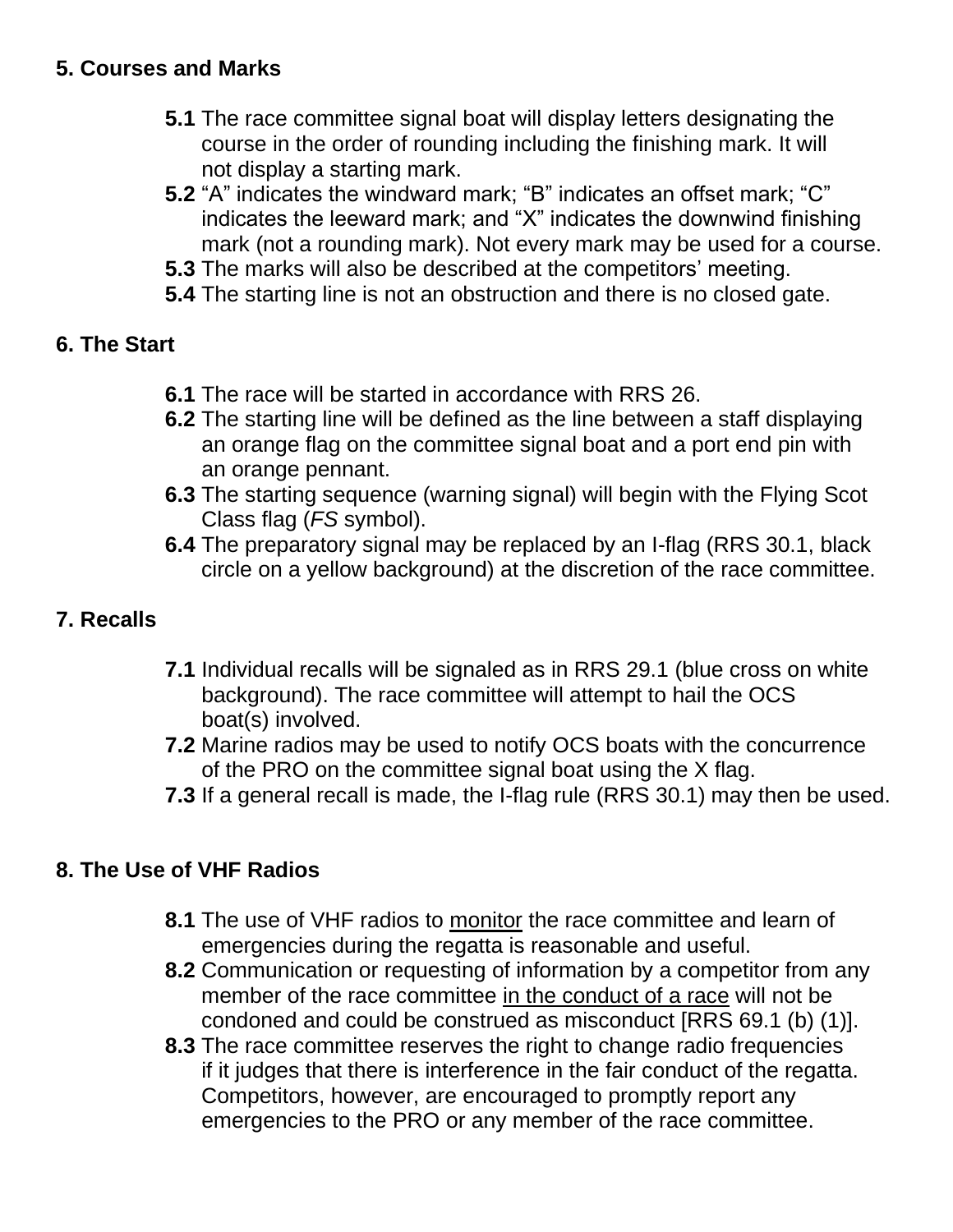## 5. Courses and Marks

**5.1** The race committee signal boat will display letters designating the course in the order of rounding including the finishing mark. It will not display a starting mark.

**5.2** “A” indicates the windward mark; “B” indicates an offset mark; “C” indicates the leeward mark; and “X” indicates the downwind finishing mark (not a rounding mark). Not every mark may be used for a course.

**5.3** The marks will also be described at the competitors’ meeting.

**5.4** The starting line is not an obstruction and there is no closed gate.

## 6. The Start

**6.1** The race will be started in accordance with RRS 26.

**6.2** The starting line will be defined as the line between a staff displaying an orange flag on the committee signal boat and a port end pin with an orange pennant.

**6.3** The starting sequence (warning signal) will begin with the Flying Scot Class flag (*FS* symbol).

**6.4** The preparatory signal may be replaced by an I-flag (RRS 30.1, black circle on a yellow background) at the discretion of the race committee.

## 7. Recalls

**7.1** Individual recalls will be signaled as in RRS 29.1 (blue cross on white background). The race committee will attempt to hail the OCS boat(s) involved.

**7.2** Marine radios may be used to notify OCS boats with the concurrence of the PRO on the committee signal boat using the X flag.

**7.3** If a general recall is made, the I-flag rule (RRS 30.1) may then be used.

## 8. The Use of VHF Radios

**8.1** The use of VHF radios to <u>monitor</u> the race committee and learn of emergencies during the regatta is reasonable and useful.

**8.2** Communication or requesting of information by a competitor from any member of the race committee <u>in the conduct of a race</u> will not be condoned and could be construed as misconduct [RRS 69.1 (b) (1)].

**8.3** The race committee reserves the right to change radio frequencies if it judges that there is interference in the fair conduct of the regatta. Competitors, however, are encouraged to promptly report any emergencies to the PRO or any member of the race committee.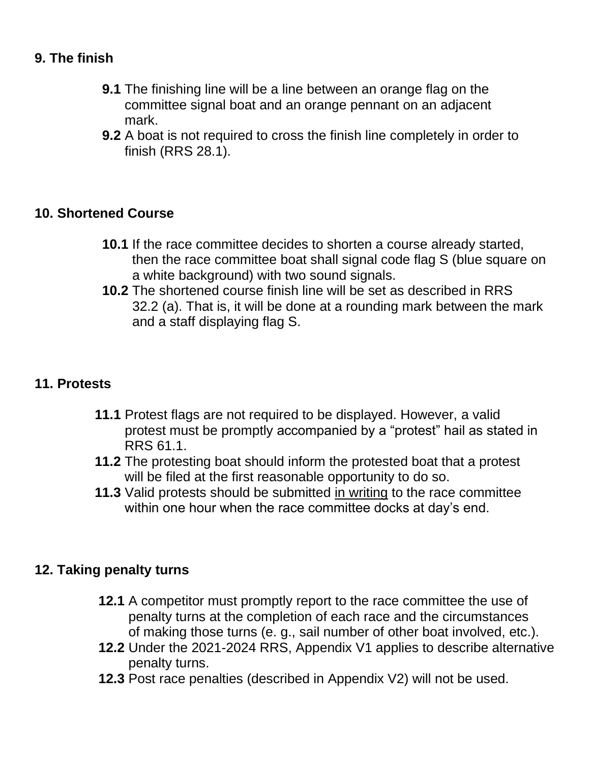## 9. The finish

**9.1** The finishing line will be a line between an orange flag on the committee signal boat and an orange pennant on an adjacent mark.

**9.2** A boat is not required to cross the finish line completely in order to finish (RRS 28.1).

## 10. Shortened Course

**10.1** If the race committee decides to shorten a course already started, then the race committee boat shall signal code flag S (blue square on a white background) with two sound signals.

**10.2** The shortened course finish line will be set as described in RRS 32.2 (a). That is, it will be done at a rounding mark between the mark and a staff displaying flag S.

## 11. Protests

**11.1** Protest flags are not required to be displayed. However, a valid protest must be promptly accompanied by a "protest" hail as stated in RRS 61.1.

**11.2** The protesting boat should inform the protested boat that a protest will be filed at the first reasonable opportunity to do so.

**11.3** Valid protests should be submitted <u>in writing</u> to the race committee within one hour when the race committee docks at day's end.

## 12. Taking penalty turns

**12.1** A competitor must promptly report to the race committee the use of penalty turns at the completion of each race and the circumstances of making those turns (e. g., sail number of other boat involved, etc.).

**12.2** Under the 2021-2024 RRS, Appendix V1 applies to describe alternative penalty turns.

**12.3** Post race penalties (described in Appendix V2) will not be used.